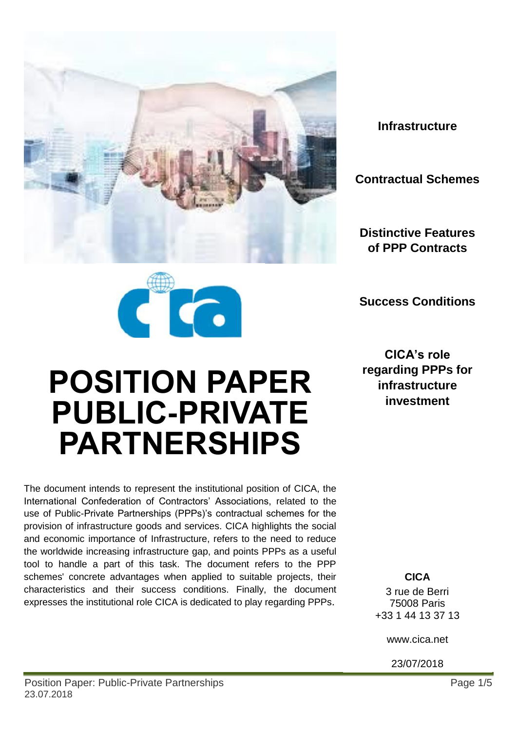# POSITION PAPER PUBLIC-PRIVATE PARTNERSHIPS

**Infrastructure**

**Contractual Schemes**

**Distinctive Features of PPP Contracts**

**Success Conditions**

**CICA's role regarding PPPs for infrastructure investment**

The document intends to represent the institutional position of CICA, the International Confederation of Contractors' Associations, related to the use of Public-Private Partnerships (PPPs)'s contractual schemes for the provision of infrastructure goods and services. CICA highlights the social and economic importance of Infrastructure, refers to the need to reduce the worldwide increasing infrastructure gap, and points PPPs as a useful tool to handle a part of this task. The document refers to the PPP schemes' concrete advantages when applied to suitable projects, their characteristics and their success conditions. Finally, the document expresses the institutional role CICA is dedicated to play regarding PPPs.

**CICA**

3 rue de Berri
75008 Paris
+33 1 44 13 37 13

www.cica.net

23/07/2018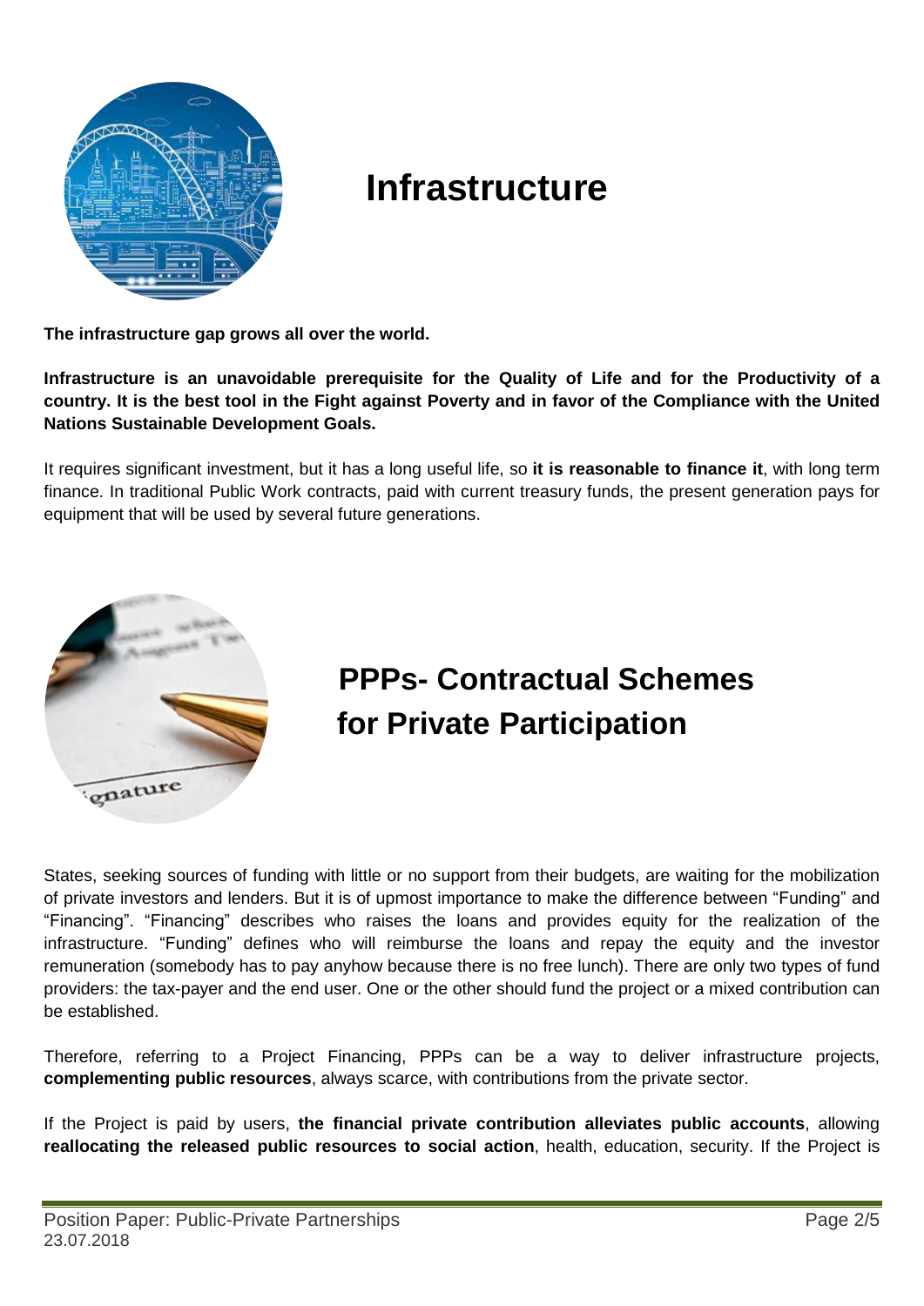# Infrastructure

**The infrastructure gap grows all over the world.**

**Infrastructure is an unavoidable prerequisite for the Quality of Life and for the Productivity of a country. It is the best tool in the Fight against Poverty and in favor of the Compliance with the United Nations Sustainable Development Goals.**

It requires significant investment, but it has a long useful life, so **it is reasonable to finance it**, with long term finance. In traditional Public Work contracts, paid with current treasury funds, the present generation pays for equipment that will be used by several future generations.

# PPPs- Contractual Schemes for Private Participation

States, seeking sources of funding with little or no support from their budgets, are waiting for the mobilization of private investors and lenders. But it is of upmost importance to make the difference between "Funding" and "Financing". "Financing" describes who raises the loans and provides equity for the realization of the infrastructure. "Funding" defines who will reimburse the loans and repay the equity and the investor remuneration (somebody has to pay anyhow because there is no free lunch). There are only two types of fund providers: the tax-payer and the end user. One or the other should fund the project or a mixed contribution can be established.

Therefore, referring to a Project Financing, PPPs can be a way to deliver infrastructure projects, **complementing public resources**, always scarce, with contributions from the private sector.

If the Project is paid by users, **the financial private contribution alleviates public accounts**, allowing **reallocating the released public resources to social action**, health, education, security. If the Project is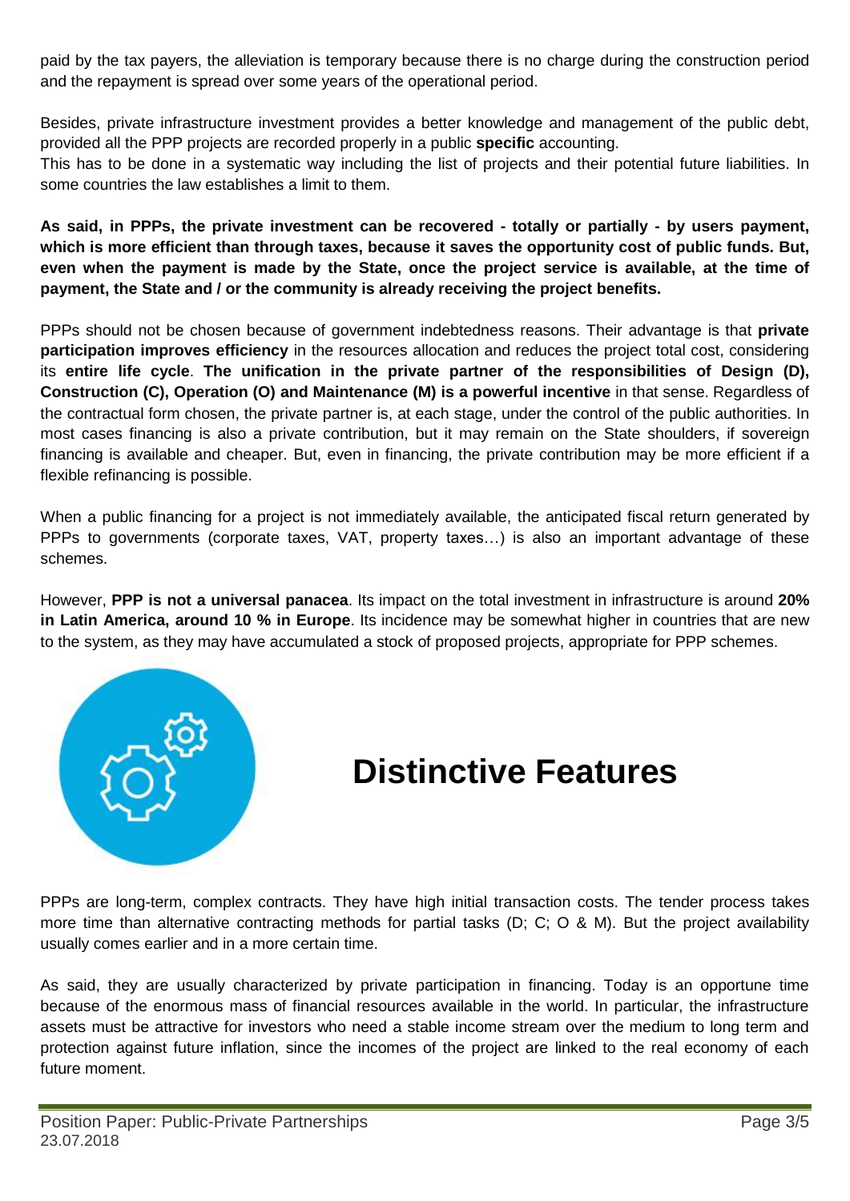paid by the tax payers, the alleviation is temporary because there is no charge during the construction period and the repayment is spread over some years of the operational period.

Besides, private infrastructure investment provides a better knowledge and management of the public debt, provided all the PPP projects are recorded properly in a public **specific** accounting.
This has to be done in a systematic way including the list of projects and their potential future liabilities. In some countries the law establishes a limit to them.

**As said, in PPPs, the private investment can be recovered - totally or partially - by users payment, which is more efficient than through taxes, because it saves the opportunity cost of public funds. But, even when the payment is made by the State, once the project service is available, at the time of payment, the State and / or the community is already receiving the project benefits.**

PPPs should not be chosen because of government indebtedness reasons. Their advantage is that **private participation improves efficiency** in the resources allocation and reduces the project total cost, considering its **entire life cycle**. **The unification in the private partner of the responsibilities of Design (D), Construction (C), Operation (O) and Maintenance (M) is a powerful incentive** in that sense. Regardless of the contractual form chosen, the private partner is, at each stage, under the control of the public authorities. In most cases financing is also a private contribution, but it may remain on the State shoulders, if sovereign financing is available and cheaper. But, even in financing, the private contribution may be more efficient if a flexible refinancing is possible.

When a public financing for a project is not immediately available, the anticipated fiscal return generated by PPPs to governments (corporate taxes, VAT, property taxes…) is also an important advantage of these schemes.

However, **PPP is not a universal panacea**. Its impact on the total investment in infrastructure is around **20% in Latin America, around 10 % in Europe**. Its incidence may be somewhat higher in countries that are new to the system, as they may have accumulated a stock of proposed projects, appropriate for PPP schemes.

# Distinctive Features

PPPs are long-term, complex contracts. They have high initial transaction costs. The tender process takes more time than alternative contracting methods for partial tasks (D; C; O & M). But the project availability usually comes earlier and in a more certain time.

As said, they are usually characterized by private participation in financing. Today is an opportune time because of the enormous mass of financial resources available in the world. In particular, the infrastructure assets must be attractive for investors who need a stable income stream over the medium to long term and protection against future inflation, since the incomes of the project are linked to the real economy of each future moment.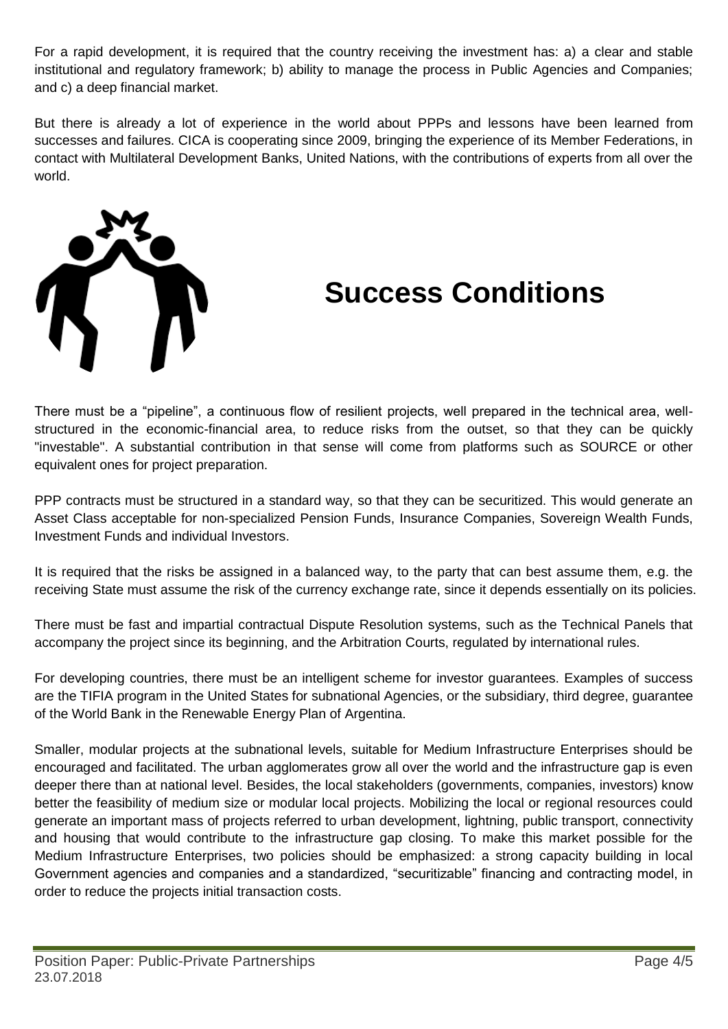For a rapid development, it is required that the country receiving the investment has: a) a clear and stable institutional and regulatory framework; b) ability to manage the process in Public Agencies and Companies; and c) a deep financial market.

But there is already a lot of experience in the world about PPPs and lessons have been learned from successes and failures. CICA is cooperating since 2009, bringing the experience of its Member Federations, in contact with Multilateral Development Banks, United Nations, with the contributions of experts from all over the world.

## Success Conditions

There must be a "pipeline", a continuous flow of resilient projects, well prepared in the technical area, well-structured in the economic-financial area, to reduce risks from the outset, so that they can be quickly "investable". A substantial contribution in that sense will come from platforms such as SOURCE or other equivalent ones for project preparation.

PPP contracts must be structured in a standard way, so that they can be securitized. This would generate an Asset Class acceptable for non-specialized Pension Funds, Insurance Companies, Sovereign Wealth Funds, Investment Funds and individual Investors.

It is required that the risks be assigned in a balanced way, to the party that can best assume them, e.g. the receiving State must assume the risk of the currency exchange rate, since it depends essentially on its policies.

There must be fast and impartial contractual Dispute Resolution systems, such as the Technical Panels that accompany the project since its beginning, and the Arbitration Courts, regulated by international rules.

For developing countries, there must be an intelligent scheme for investor guarantees. Examples of success are the TIFIA program in the United States for subnational Agencies, or the subsidiary, third degree, guarantee of the World Bank in the Renewable Energy Plan of Argentina.

Smaller, modular projects at the subnational levels, suitable for Medium Infrastructure Enterprises should be encouraged and facilitated. The urban agglomerates grow all over the world and the infrastructure gap is even deeper there than at national level. Besides, the local stakeholders (governments, companies, investors) know better the feasibility of medium size or modular local projects. Mobilizing the local or regional resources could generate an important mass of projects referred to urban development, lightning, public transport, connectivity and housing that would contribute to the infrastructure gap closing. To make this market possible for the Medium Infrastructure Enterprises, two policies should be emphasized: a strong capacity building in local Government agencies and companies and a standardized, "securitizable" financing and contracting model, in order to reduce the projects initial transaction costs.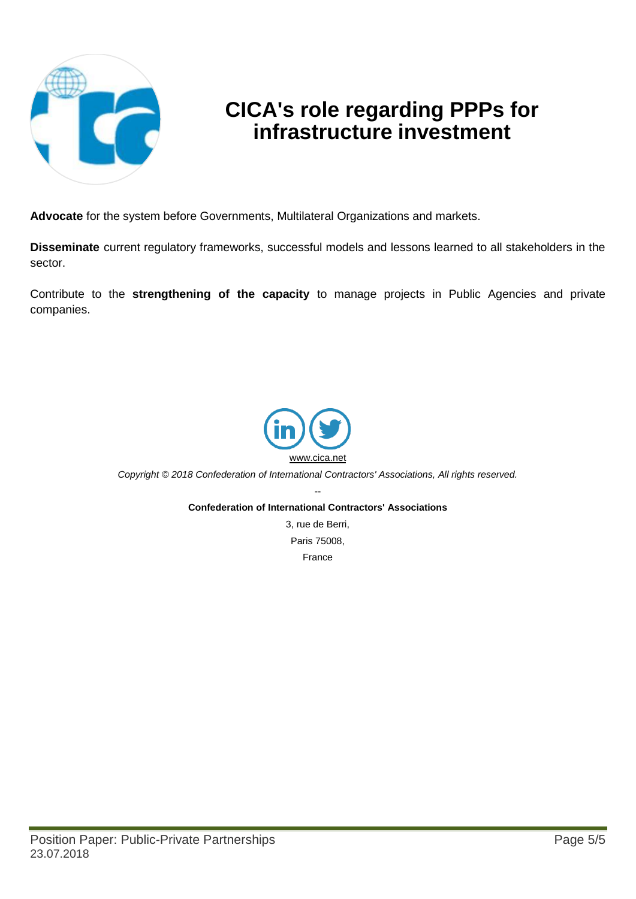# CICA's role regarding PPPs for infrastructure investment

**Advocate** for the system before Governments, Multilateral Organizations and markets.

**Disseminate** current regulatory frameworks, successful models and lessons learned to all stakeholders in the sector.

Contribute to the **strengthening of the capacity** to manage projects in Public Agencies and private companies.

www.cica.net

*Copyright © 2018 Confederation of International Contractors' Associations, All rights reserved.*

--

**Confederation of International Contractors' Associations**

3, rue de Berri,

Paris 75008,

France